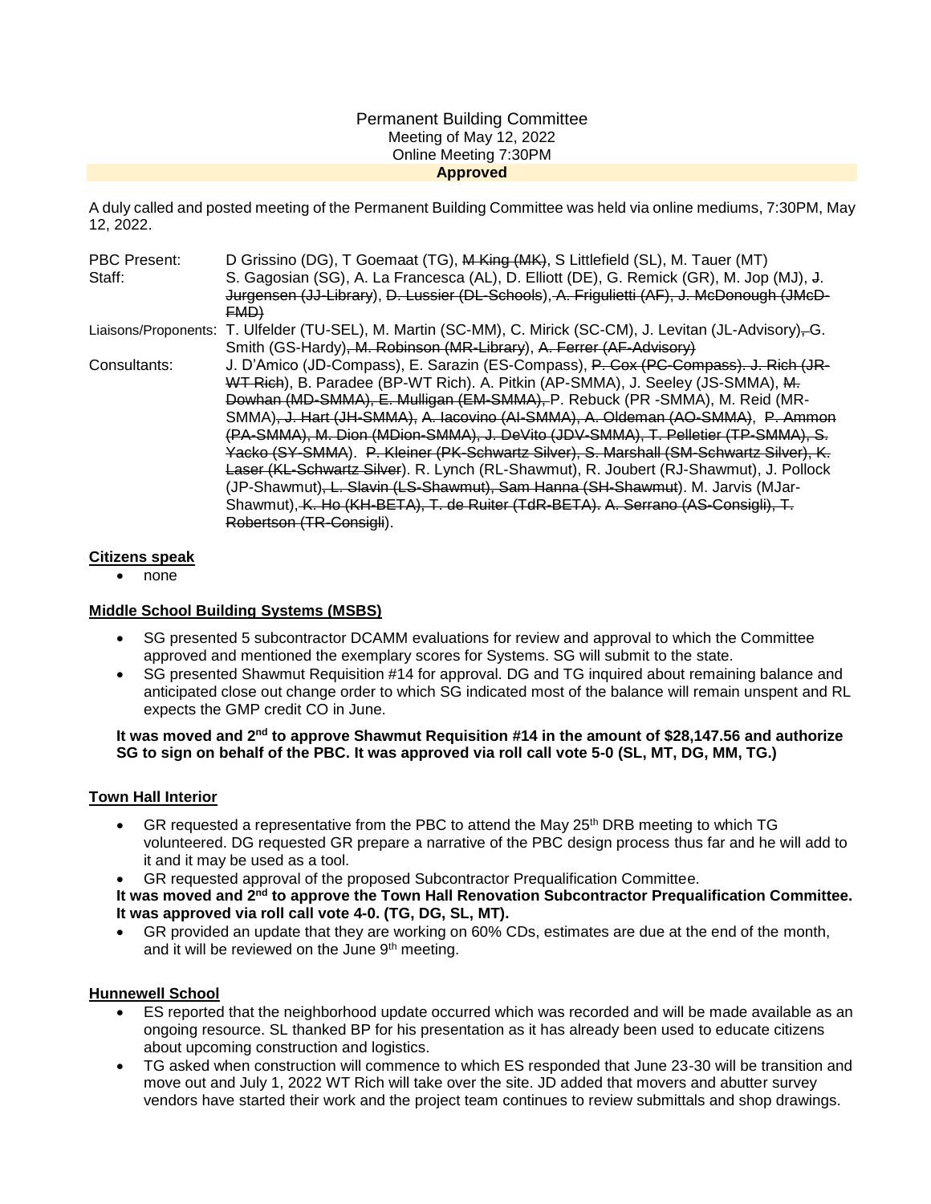Permanent Building Committee
Meeting of May 12, 2022
Online Meeting 7:30PM
**Approved**

A duly called and posted meeting of the Permanent Building Committee was held via online mediums, 7:30PM, May 12, 2022.

| | |
|---|---|
| PBC Present: | D Grissino (DG), T Goemaat (TG), ~~M King (MK)~~, S Littlefield (SL), M. Tauer (MT) |
| Staff: | S. Gagosian (SG), A. La Francesca (AL), D. Elliott (DE), G. Remick (GR), M. Jop (MJ), ~~J. Jurgensen (JJ-Library)~~, ~~D. Lussier (DL-Schools)~~, ~~A. Frigulietti (AF), J. McDonough (JMcD-FMD)~~ |
| Liaisons/Proponents: | T. Ulfelder (TU-SEL), M. Martin (SC-MM), C. Mirick (SC-CM), J. Levitan (JL-Advisory)~~, G. Smith (GS-Hardy)~~~~, M. Robinson (MR-Library)~~, ~~A. Ferrer (AF-Advisory)~~ |
| Consultants: | J. D'Amico (JD-Compass), E. Sarazin (ES-Compass), ~~P. Cox (PC-Compass). J. Rich (JR-WT Rich)~~, B. Paradee (BP-WT Rich). A. Pitkin (AP-SMMA), J. Seeley (JS-SMMA), ~~M. Dowhan (MD-SMMA), E. Mulligan (EM-SMMA),~~ P. Rebuck (PR -SMMA), M. Reid (MR-SMMA)~~, J. Hart (JH-SMMA),~~ ~~A. Iacovino (AI-SMMA), A. Oldeman (AO-SMMA)~~, ~~P. Ammon (PA-SMMA), M. Dion (MDion-SMMA), J. DeVito (JDV-SMMA), T. Pelletier (TP-SMMA), S. Yacko (SY-SMMA)~~. ~~P. Kleiner (PK-Schwartz Silver), S. Marshall (SM-Schwartz Silver), K. Laser (KL-Schwartz Silver)~~. R. Lynch (RL-Shawmut), R. Joubert (RJ-Shawmut), J. Pollock (JP-Shawmut)~~, L. Slavin (LS-Shawmut), Sam Hanna (SH-Shawmut)~~. M. Jarvis (MJar-Shawmut)~~, K. Ho (KH-BETA), T. de Ruiter (TdR-BETA)~~. ~~A. Serrano (AS-Consigli), T. Robertson (TR-Consigli)~~. |

## Citizens speak

- none

## Middle School Building Systems (MSBS)

- SG presented 5 subcontractor DCAMM evaluations for review and approval to which the Committee approved and mentioned the exemplary scores for Systems. SG will submit to the state.
- SG presented Shawmut Requisition #14 for approval. DG and TG inquired about remaining balance and anticipated close out change order to which SG indicated most of the balance will remain unspent and RL expects the GMP credit CO in June.

**It was moved and 2nd to approve Shawmut Requisition #14 in the amount of $28,147.56 and authorize SG to sign on behalf of the PBC. It was approved via roll call vote 5-0 (SL, MT, DG, MM, TG.)**

## Town Hall Interior

- GR requested a representative from the PBC to attend the May 25th DRB meeting to which TG volunteered. DG requested GR prepare a narrative of the PBC design process thus far and he will add to it and it may be used as a tool.
- GR requested approval of the proposed Subcontractor Prequalification Committee.

**It was moved and 2nd to approve the Town Hall Renovation Subcontractor Prequalification Committee. It was approved via roll call vote 4-0. (TG, DG, SL, MT).**

- GR provided an update that they are working on 60% CDs, estimates are due at the end of the month, and it will be reviewed on the June 9th meeting.

## Hunnewell School

- ES reported that the neighborhood update occurred which was recorded and will be made available as an ongoing resource. SL thanked BP for his presentation as it has already been used to educate citizens about upcoming construction and logistics.
- TG asked when construction will commence to which ES responded that June 23-30 will be transition and move out and July 1, 2022 WT Rich will take over the site. JD added that movers and abutter survey vendors have started their work and the project team continues to review submittals and shop drawings.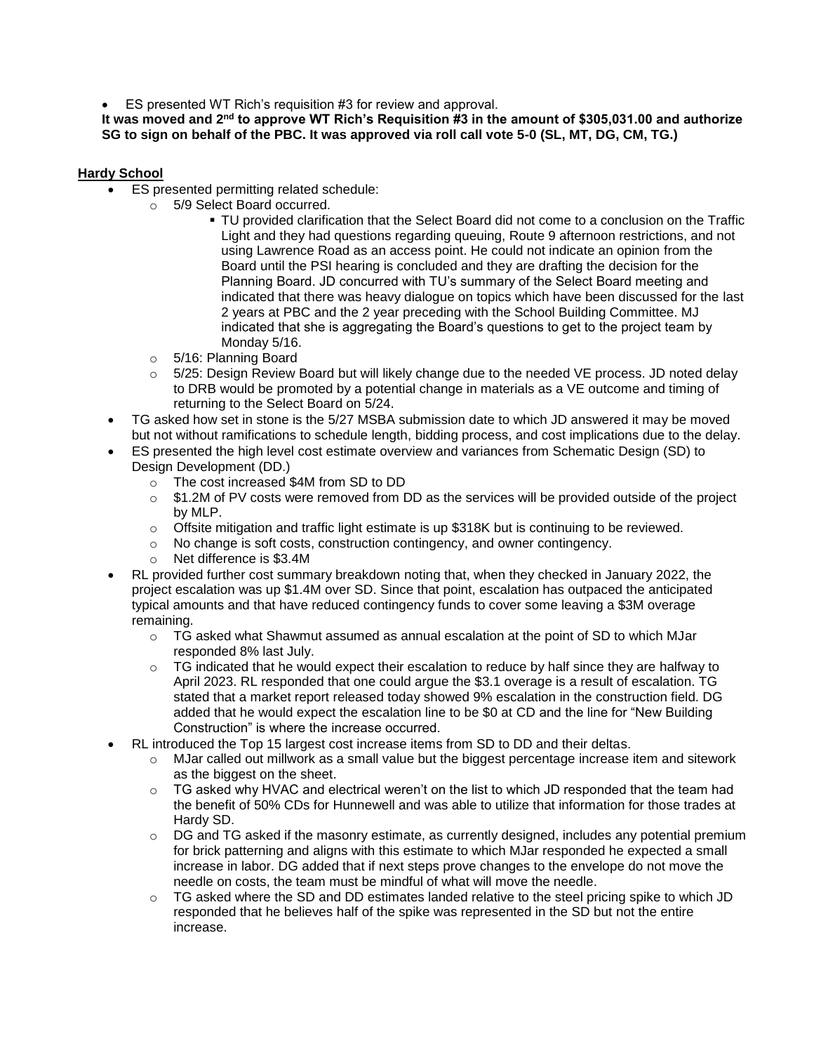- ES presented WT Rich's requisition #3 for review and approval.

**It was moved and 2nd to approve WT Rich's Requisition #3 in the amount of $305,031.00 and authorize SG to sign on behalf of the PBC. It was approved via roll call vote 5-0 (SL, MT, DG, CM, TG.)**

**Hardy School**

- ES presented permitting related schedule:
  - 5/9 Select Board occurred.
    - TU provided clarification that the Select Board did not come to a conclusion on the Traffic Light and they had questions regarding queuing, Route 9 afternoon restrictions, and not using Lawrence Road as an access point. He could not indicate an opinion from the Board until the PSI hearing is concluded and they are drafting the decision for the Planning Board. JD concurred with TU's summary of the Select Board meeting and indicated that there was heavy dialogue on topics which have been discussed for the last 2 years at PBC and the 2 year preceding with the School Building Committee. MJ indicated that she is aggregating the Board's questions to get to the project team by Monday 5/16.
  - 5/16: Planning Board
  - 5/25: Design Review Board but will likely change due to the needed VE process. JD noted delay to DRB would be promoted by a potential change in materials as a VE outcome and timing of returning to the Select Board on 5/24.
- TG asked how set in stone is the 5/27 MSBA submission date to which JD answered it may be moved but not without ramifications to schedule length, bidding process, and cost implications due to the delay.
- ES presented the high level cost estimate overview and variances from Schematic Design (SD) to Design Development (DD.)
  - The cost increased $4M from SD to DD
  - $1.2M of PV costs were removed from DD as the services will be provided outside of the project by MLP.
  - Offsite mitigation and traffic light estimate is up $318K but is continuing to be reviewed.
  - No change is soft costs, construction contingency, and owner contingency.
  - Net difference is $3.4M
- RL provided further cost summary breakdown noting that, when they checked in January 2022, the project escalation was up $1.4M over SD. Since that point, escalation has outpaced the anticipated typical amounts and that have reduced contingency funds to cover some leaving a $3M overage remaining.
  - TG asked what Shawmut assumed as annual escalation at the point of SD to which MJar responded 8% last July.
  - TG indicated that he would expect their escalation to reduce by half since they are halfway to April 2023. RL responded that one could argue the $3.1 overage is a result of escalation. TG stated that a market report released today showed 9% escalation in the construction field. DG added that he would expect the escalation line to be $0 at CD and the line for "New Building Construction" is where the increase occurred.
- RL introduced the Top 15 largest cost increase items from SD to DD and their deltas.
  - MJar called out millwork as a small value but the biggest percentage increase item and sitework as the biggest on the sheet.
  - TG asked why HVAC and electrical weren't on the list to which JD responded that the team had the benefit of 50% CDs for Hunnewell and was able to utilize that information for those trades at Hardy SD.
  - DG and TG asked if the masonry estimate, as currently designed, includes any potential premium for brick patterning and aligns with this estimate to which MJar responded he expected a small increase in labor. DG added that if next steps prove changes to the envelope do not move the needle on costs, the team must be mindful of what will move the needle.
  - TG asked where the SD and DD estimates landed relative to the steel pricing spike to which JD responded that he believes half of the spike was represented in the SD but not the entire increase.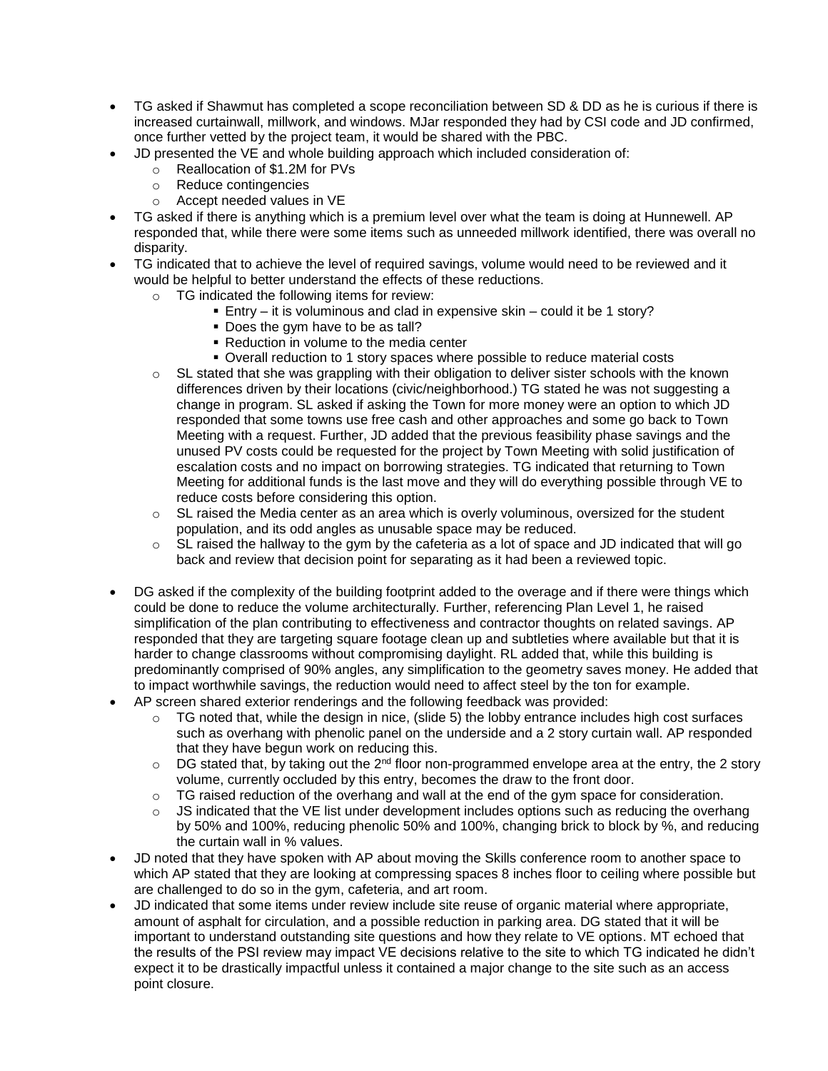- TG asked if Shawmut has completed a scope reconciliation between SD & DD as he is curious if there is increased curtainwall, millwork, and windows. MJar responded they had by CSI code and JD confirmed, once further vetted by the project team, it would be shared with the PBC.
- JD presented the VE and whole building approach which included consideration of:
  - Reallocation of $1.2M for PVs
  - Reduce contingencies
  - Accept needed values in VE
- TG asked if there is anything which is a premium level over what the team is doing at Hunnewell. AP responded that, while there were some items such as unneeded millwork identified, there was overall no disparity.
- TG indicated that to achieve the level of required savings, volume would need to be reviewed and it would be helpful to better understand the effects of these reductions.
  - TG indicated the following items for review:
    - Entry – it is voluminous and clad in expensive skin – could it be 1 story?
    - Does the gym have to be as tall?
    - Reduction in volume to the media center
    - Overall reduction to 1 story spaces where possible to reduce material costs
  - SL stated that she was grappling with their obligation to deliver sister schools with the known differences driven by their locations (civic/neighborhood.) TG stated he was not suggesting a change in program. SL asked if asking the Town for more money were an option to which JD responded that some towns use free cash and other approaches and some go back to Town Meeting with a request. Further, JD added that the previous feasibility phase savings and the unused PV costs could be requested for the project by Town Meeting with solid justification of escalation costs and no impact on borrowing strategies. TG indicated that returning to Town Meeting for additional funds is the last move and they will do everything possible through VE to reduce costs before considering this option.
  - SL raised the Media center as an area which is overly voluminous, oversized for the student population, and its odd angles as unusable space may be reduced.
  - SL raised the hallway to the gym by the cafeteria as a lot of space and JD indicated that will go back and review that decision point for separating as it had been a reviewed topic.

- DG asked if the complexity of the building footprint added to the overage and if there were things which could be done to reduce the volume architecturally. Further, referencing Plan Level 1, he raised simplification of the plan contributing to effectiveness and contractor thoughts on related savings. AP responded that they are targeting square footage clean up and subtleties where available but that it is harder to change classrooms without compromising daylight. RL added that, while this building is predominantly comprised of 90% angles, any simplification to the geometry saves money. He added that to impact worthwhile savings, the reduction would need to affect steel by the ton for example.
- AP screen shared exterior renderings and the following feedback was provided:
  - TG noted that, while the design in nice, (slide 5) the lobby entrance includes high cost surfaces such as overhang with phenolic panel on the underside and a 2 story curtain wall. AP responded that they have begun work on reducing this.
  - DG stated that, by taking out the 2nd floor non-programmed envelope area at the entry, the 2 story volume, currently occluded by this entry, becomes the draw to the front door.
  - TG raised reduction of the overhang and wall at the end of the gym space for consideration.
  - JS indicated that the VE list under development includes options such as reducing the overhang by 50% and 100%, reducing phenolic 50% and 100%, changing brick to block by %, and reducing the curtain wall in % values.
- JD noted that they have spoken with AP about moving the Skills conference room to another space to which AP stated that they are looking at compressing spaces 8 inches floor to ceiling where possible but are challenged to do so in the gym, cafeteria, and art room.
- JD indicated that some items under review include site reuse of organic material where appropriate, amount of asphalt for circulation, and a possible reduction in parking area. DG stated that it will be important to understand outstanding site questions and how they relate to VE options. MT echoed that the results of the PSI review may impact VE decisions relative to the site to which TG indicated he didn't expect it to be drastically impactful unless it contained a major change to the site such as an access point closure.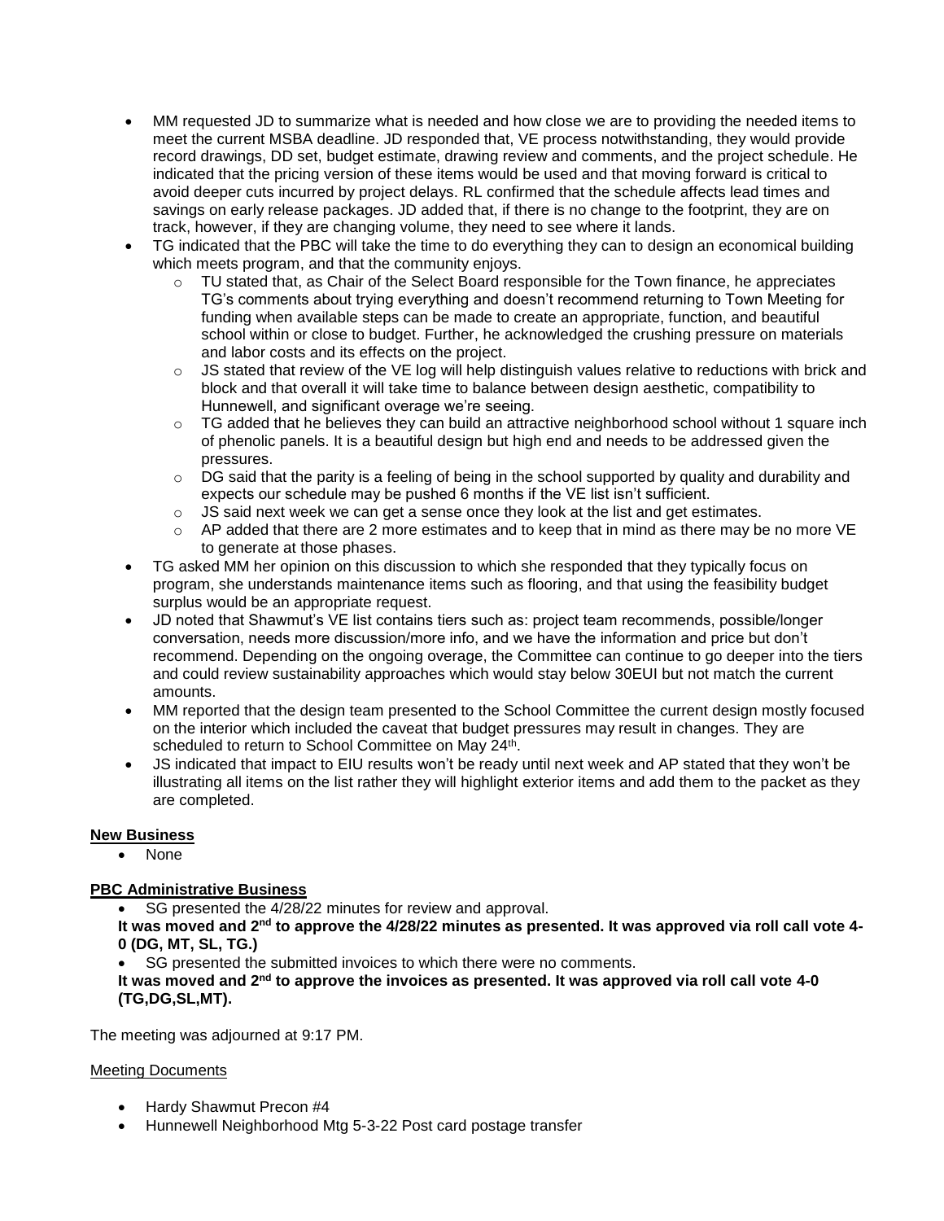- MM requested JD to summarize what is needed and how close we are to providing the needed items to meet the current MSBA deadline. JD responded that, VE process notwithstanding, they would provide record drawings, DD set, budget estimate, drawing review and comments, and the project schedule. He indicated that the pricing version of these items would be used and that moving forward is critical to avoid deeper cuts incurred by project delays. RL confirmed that the schedule affects lead times and savings on early release packages. JD added that, if there is no change to the footprint, they are on track, however, if they are changing volume, they need to see where it lands.
- TG indicated that the PBC will take the time to do everything they can to design an economical building which meets program, and that the community enjoys.
  - TU stated that, as Chair of the Select Board responsible for the Town finance, he appreciates TG's comments about trying everything and doesn't recommend returning to Town Meeting for funding when available steps can be made to create an appropriate, function, and beautiful school within or close to budget. Further, he acknowledged the crushing pressure on materials and labor costs and its effects on the project.
  - JS stated that review of the VE log will help distinguish values relative to reductions with brick and block and that overall it will take time to balance between design aesthetic, compatibility to Hunnewell, and significant overage we're seeing.
  - TG added that he believes they can build an attractive neighborhood school without 1 square inch of phenolic panels. It is a beautiful design but high end and needs to be addressed given the pressures.
  - DG said that the parity is a feeling of being in the school supported by quality and durability and expects our schedule may be pushed 6 months if the VE list isn't sufficient.
  - JS said next week we can get a sense once they look at the list and get estimates.
  - AP added that there are 2 more estimates and to keep that in mind as there may be no more VE to generate at those phases.
- TG asked MM her opinion on this discussion to which she responded that they typically focus on program, she understands maintenance items such as flooring, and that using the feasibility budget surplus would be an appropriate request.
- JD noted that Shawmut's VE list contains tiers such as: project team recommends, possible/longer conversation, needs more discussion/more info, and we have the information and price but don't recommend. Depending on the ongoing overage, the Committee can continue to go deeper into the tiers and could review sustainability approaches which would stay below 30EUI but not match the current amounts.
- MM reported that the design team presented to the School Committee the current design mostly focused on the interior which included the caveat that budget pressures may result in changes. They are scheduled to return to School Committee on May 24th.
- JS indicated that impact to EIU results won't be ready until next week and AP stated that they won't be illustrating all items on the list rather they will highlight exterior items and add them to the packet as they are completed.

**New Business**

- None

**PBC Administrative Business**

- SG presented the 4/28/22 minutes for review and approval.

**It was moved and 2nd to approve the 4/28/22 minutes as presented. It was approved via roll call vote 4-0 (DG, MT, SL, TG.)**

- SG presented the submitted invoices to which there were no comments.

**It was moved and 2nd to approve the invoices as presented. It was approved via roll call vote 4-0 (TG,DG,SL,MT).**

The meeting was adjourned at 9:17 PM.

Meeting Documents

- Hardy Shawmut Precon #4
- Hunnewell Neighborhood Mtg 5-3-22 Post card postage transfer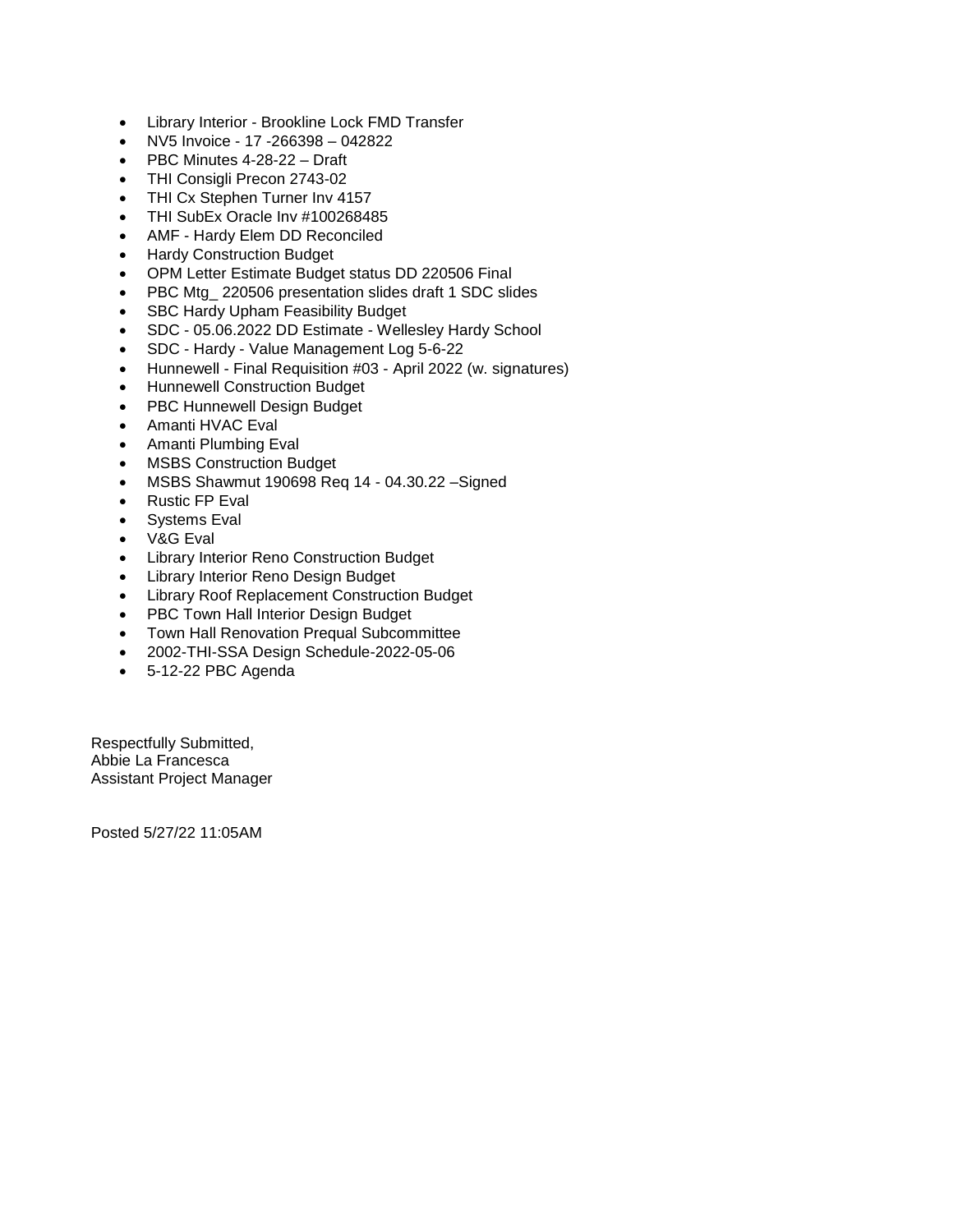- Library Interior - Brookline Lock FMD Transfer
- NV5 Invoice - 17 -266398 – 042822
- PBC Minutes 4-28-22 – Draft
- THI Consigli Precon 2743-02
- THI Cx Stephen Turner Inv 4157
- THI SubEx Oracle Inv #100268485
- AMF - Hardy Elem DD Reconciled
- Hardy Construction Budget
- OPM Letter Estimate Budget status DD 220506 Final
- PBC Mtg_ 220506 presentation slides draft 1 SDC slides
- SBC Hardy Upham Feasibility Budget
- SDC - 05.06.2022 DD Estimate - Wellesley Hardy School
- SDC - Hardy - Value Management Log 5-6-22
- Hunnewell - Final Requisition #03 - April 2022 (w. signatures)
- Hunnewell Construction Budget
- PBC Hunnewell Design Budget
- Amanti HVAC Eval
- Amanti Plumbing Eval
- MSBS Construction Budget
- MSBS Shawmut 190698 Req 14 - 04.30.22 –Signed
- Rustic FP Eval
- Systems Eval
- V&G Eval
- Library Interior Reno Construction Budget
- Library Interior Reno Design Budget
- Library Roof Replacement Construction Budget
- PBC Town Hall Interior Design Budget
- Town Hall Renovation Prequal Subcommittee
- 2002-THI-SSA Design Schedule-2022-05-06
- 5-12-22 PBC Agenda

Respectfully Submitted,
Abbie La Francesca
Assistant Project Manager

Posted 5/27/22 11:05AM